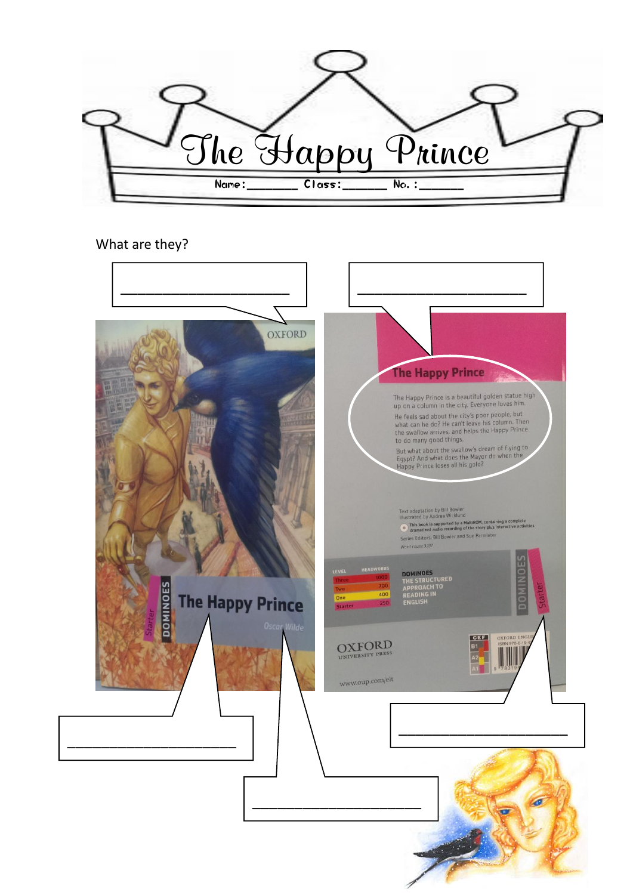# The Happy Prince

Name:_______ Class:______ No. :______

What are they?

______________________

______________________

______________________

______________________

______________________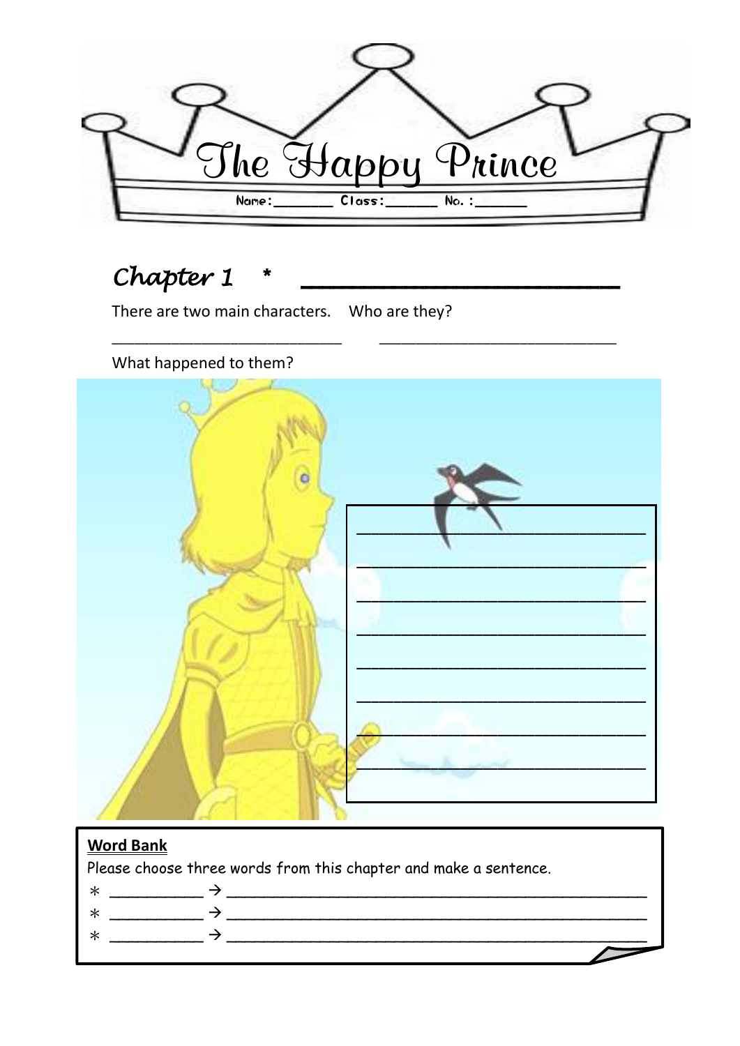# The Happy Prince

Name:_______ Class:______ No. :______

## *Chapter 1 * ________________________*

There are two main characters. Who are they?

___________________________ ___________________________

What happened to them?

___________________________________
___________________________________
___________________________________
___________________________________
___________________________________
___________________________________
___________________________________
___________________________________

**Word Bank**

Please choose three words from this chapter and make a sentence.

∗ __________ → ______________________________________________
∗ __________ → ______________________________________________
∗ __________ → ______________________________________________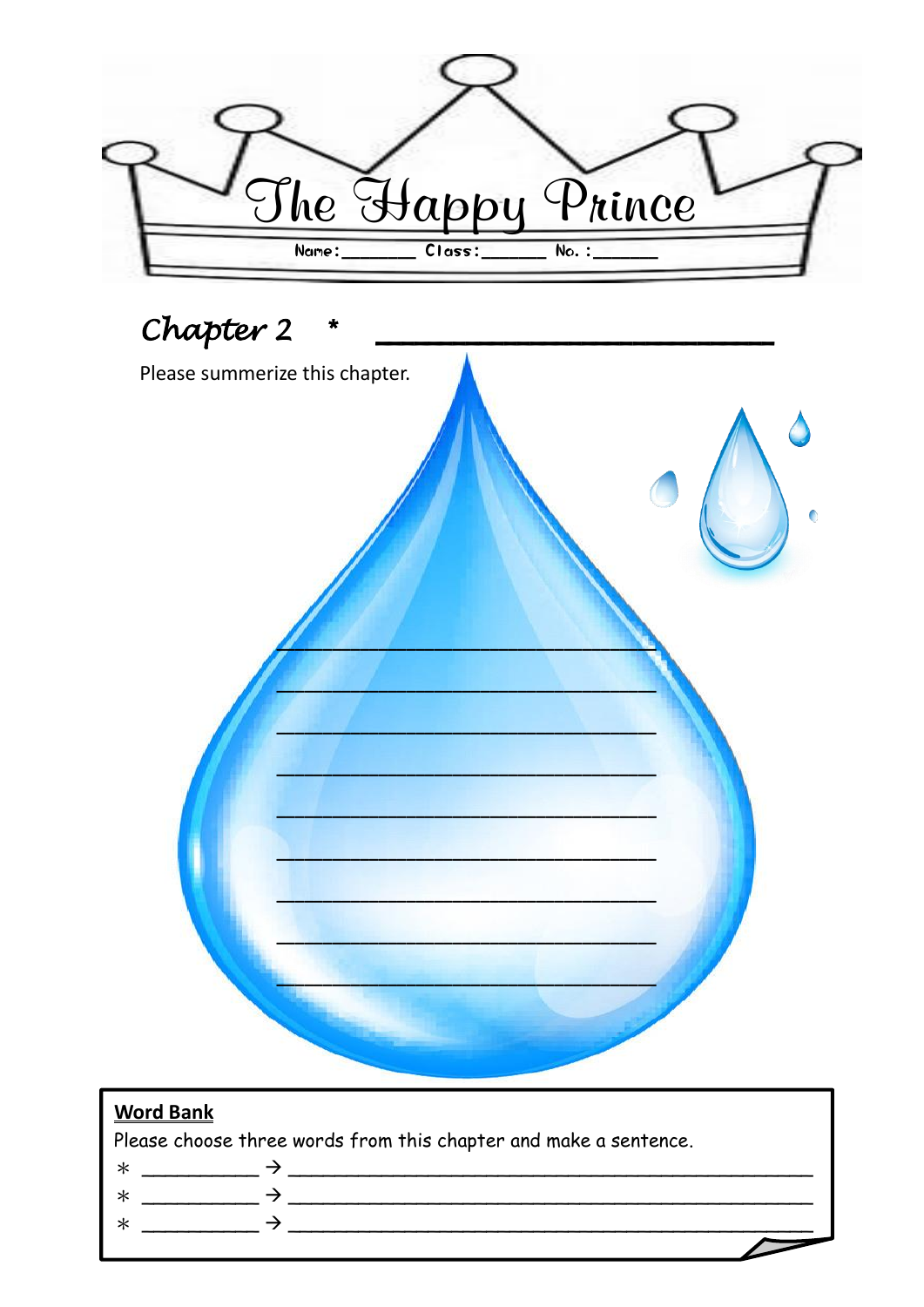# The Happy Prince

Name:_______ Class:______ No. :______

## *Chapter 2 * ________________________*

Please summerize this chapter.

___________________________________

___________________________________

___________________________________

___________________________________

___________________________________

___________________________________

___________________________________

___________________________________

___________________________________

**Word Bank**

Please choose three words from this chapter and make a sentence.

* __________ → ________________________________________________
* __________ → ________________________________________________
* __________ → ________________________________________________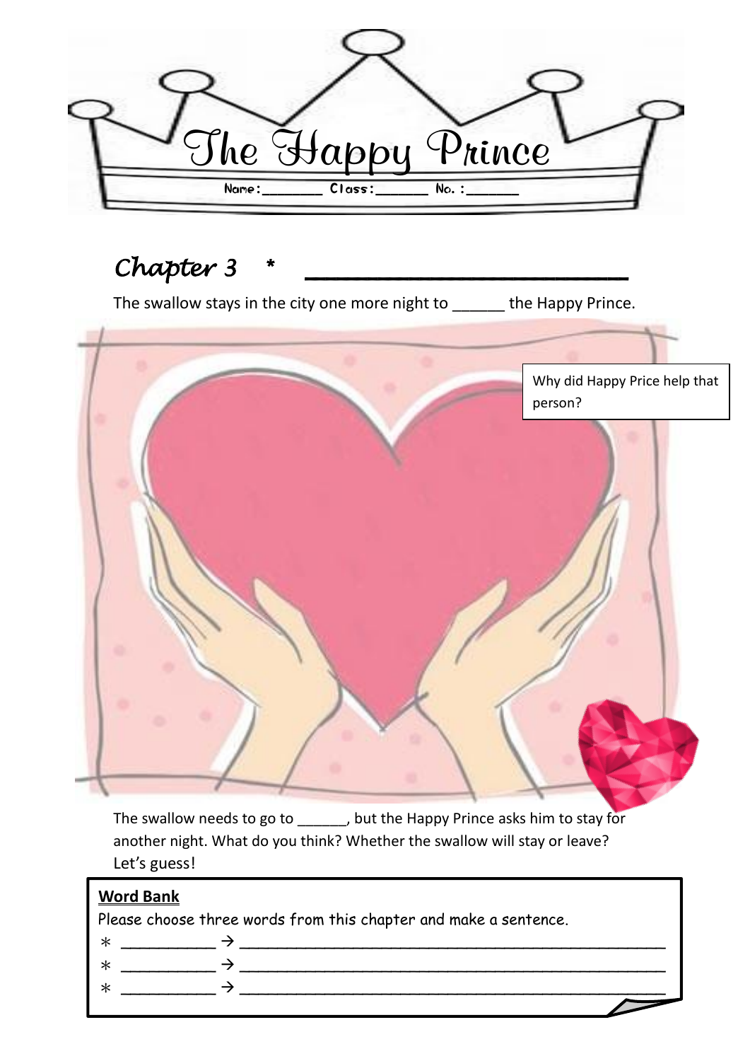# The Happy Prince

Name:_______ Class:______ No. :______

## *Chapter 3* * ______________________

The swallow stays in the city one more night to ______ the Happy Prince.

Why did Happy Price help that person?

The swallow needs to go to ______, but the Happy Prince asks him to stay for another night. What do you think? Whether the swallow will stay or leave? Let's guess!

**Word Bank**

Please choose three words from this chapter and make a sentence.

* __________ → ______________________________________________
* __________ → ______________________________________________
* __________ → ______________________________________________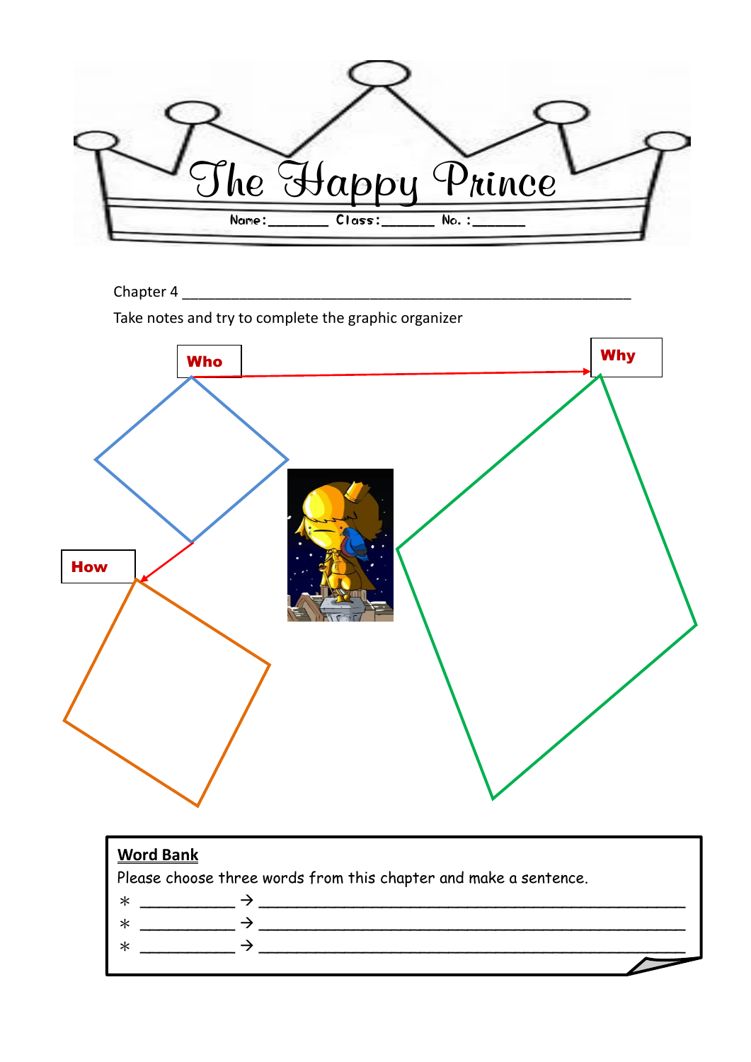# The Happy Prince

Name:_______ Class:______ No. :______

Chapter 4 ___________________________________________________________

Take notes and try to complete the graphic organizer

**Who**

**Why**

**How**

**Word Bank**

Please choose three words from this chapter and make a sentence.

* __________ → ____________________________________________
* __________ → ____________________________________________
* __________ → ____________________________________________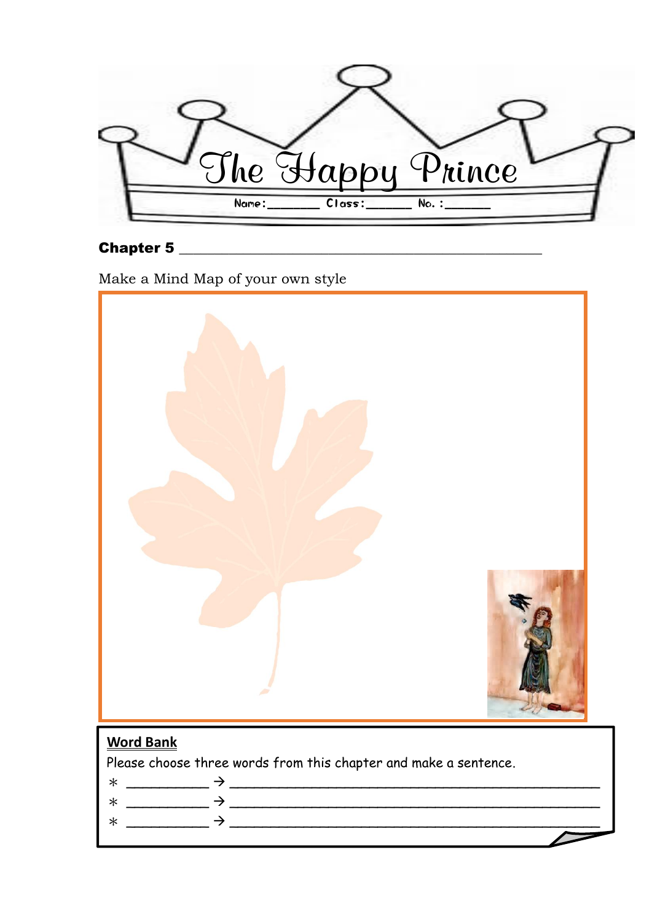# The Happy Prince

Name:_______ Class:______ No. :______

**Chapter 5** ____________________________________________

Make a Mind Map of your own style

**Word Bank**

Please choose three words from this chapter and make a sentence.

* __________ → ______________________________________________
* __________ → ______________________________________________
* __________ → ______________________________________________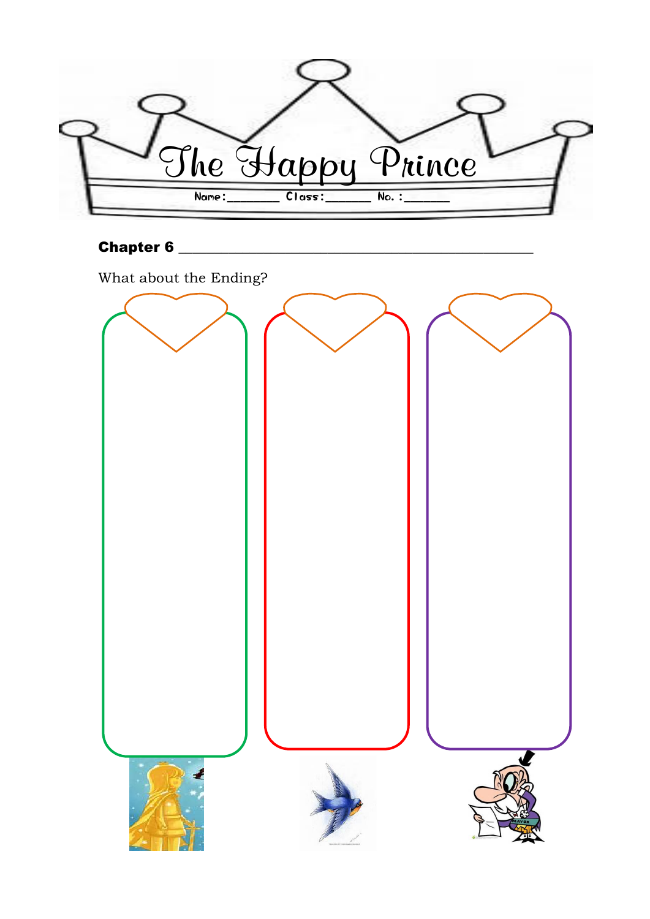# The Happy Prince

Name:_______ Class:_______ No. :_______

**Chapter 6** ______________________________________________

What about the Ending?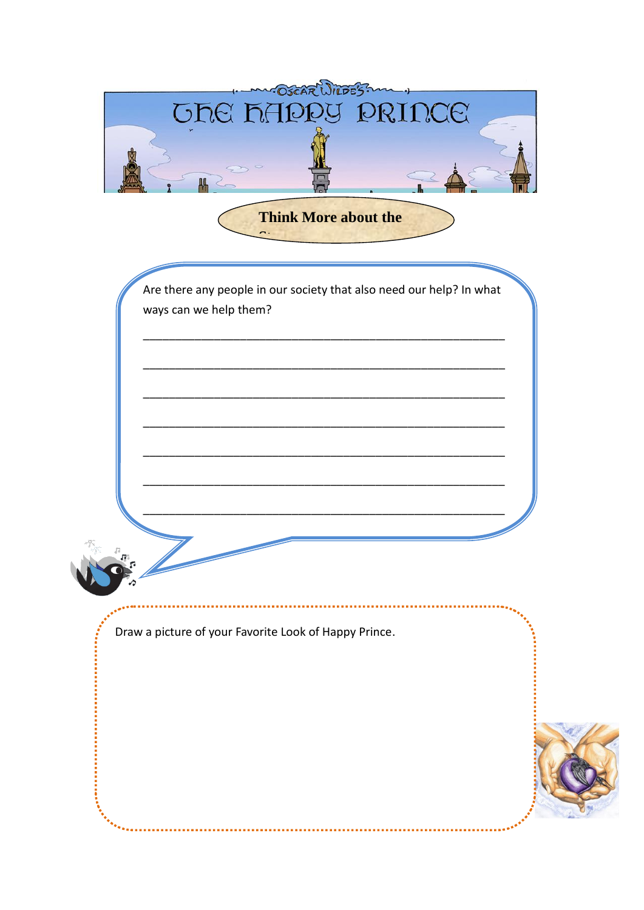# The Happy Prince

## Think More about the Story

Are there any people in our society that also need our help? In what ways can we help them?

___________________________________________________________

___________________________________________________________

___________________________________________________________

___________________________________________________________

___________________________________________________________

___________________________________________________________

___________________________________________________________

Draw a picture of your Favorite Look of Happy Prince.